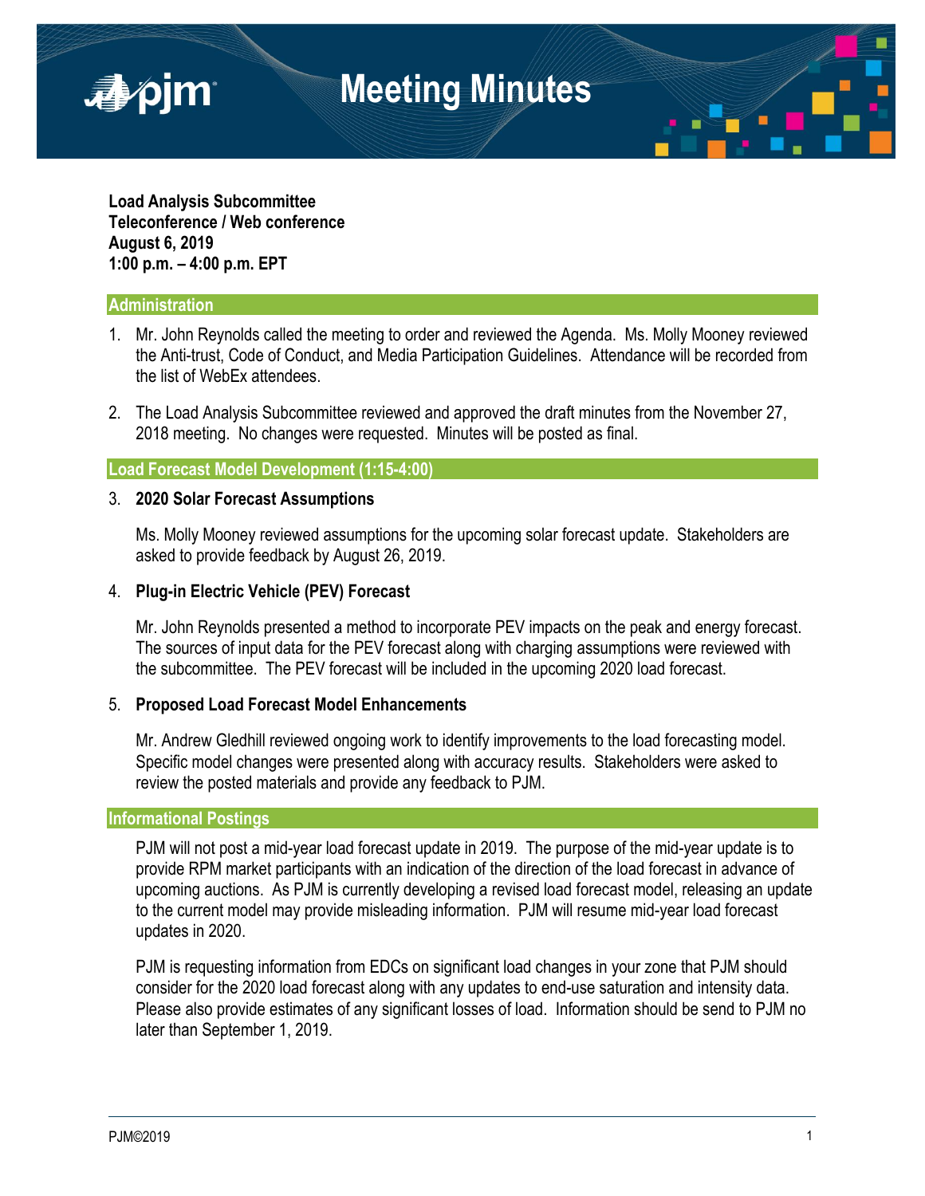# Meeting Minutes

**Load Analysis Subcommittee**
**Teleconference / Web conference**
**August 6, 2019**
**1:00 p.m. – 4:00 p.m. EPT**

## Administration

1. Mr. John Reynolds called the meeting to order and reviewed the Agenda. Ms. Molly Mooney reviewed the Anti-trust, Code of Conduct, and Media Participation Guidelines. Attendance will be recorded from the list of WebEx attendees.

2. The Load Analysis Subcommittee reviewed and approved the draft minutes from the November 27, 2018 meeting. No changes were requested. Minutes will be posted as final.

## Load Forecast Model Development (1:15-4:00)

3. **2020 Solar Forecast Assumptions**

   Ms. Molly Mooney reviewed assumptions for the upcoming solar forecast update. Stakeholders are asked to provide feedback by August 26, 2019.

4. **Plug-in Electric Vehicle (PEV) Forecast**

   Mr. John Reynolds presented a method to incorporate PEV impacts on the peak and energy forecast. The sources of input data for the PEV forecast along with charging assumptions were reviewed with the subcommittee. The PEV forecast will be included in the upcoming 2020 load forecast.

5. **Proposed Load Forecast Model Enhancements**

   Mr. Andrew Gledhill reviewed ongoing work to identify improvements to the load forecasting model. Specific model changes were presented along with accuracy results. Stakeholders were asked to review the posted materials and provide any feedback to PJM.

## Informational Postings

PJM will not post a mid-year load forecast update in 2019. The purpose of the mid-year update is to provide RPM market participants with an indication of the direction of the load forecast in advance of upcoming auctions. As PJM is currently developing a revised load forecast model, releasing an update to the current model may provide misleading information. PJM will resume mid-year load forecast updates in 2020.

PJM is requesting information from EDCs on significant load changes in your zone that PJM should consider for the 2020 load forecast along with any updates to end-use saturation and intensity data. Please also provide estimates of any significant losses of load. Information should be send to PJM no later than September 1, 2019.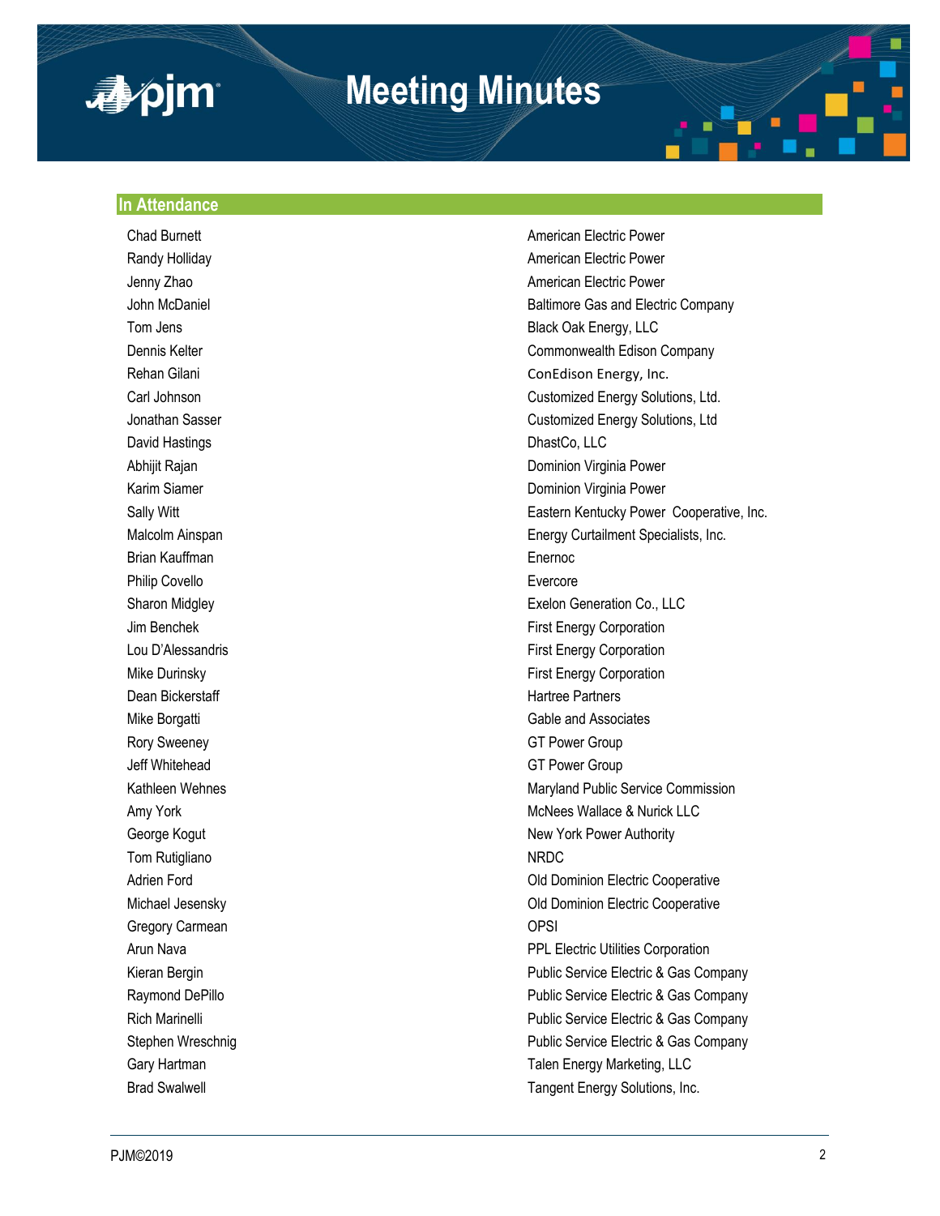# Meeting Minutes

## In Attendance

| | |
|---|---|
| Chad Burnett | American Electric Power |
| Randy Holliday | American Electric Power |
| Jenny Zhao | American Electric Power |
| John McDaniel | Baltimore Gas and Electric Company |
| Tom Jens | Black Oak Energy, LLC |
| Dennis Kelter | Commonwealth Edison Company |
| Rehan Gilani | ConEdison Energy, Inc. |
| Carl Johnson | Customized Energy Solutions, Ltd. |
| Jonathan Sasser | Customized Energy Solutions, Ltd |
| David Hastings | DhastCo, LLC |
| Abhijit Rajan | Dominion Virginia Power |
| Karim Siamer | Dominion Virginia Power |
| Sally Witt | Eastern Kentucky Power Cooperative, Inc. |
| Malcolm Ainspan | Energy Curtailment Specialists, Inc. |
| Brian Kauffman | Enernoc |
| Philip Covello | Evercore |
| Sharon Midgley | Exelon Generation Co., LLC |
| Jim Benchek | First Energy Corporation |
| Lou D'Alessandris | First Energy Corporation |
| Mike Durinsky | First Energy Corporation |
| Dean Bickerstaff | Hartree Partners |
| Mike Borgatti | Gable and Associates |
| Rory Sweeney | GT Power Group |
| Jeff Whitehead | GT Power Group |
| Kathleen Wehnes | Maryland Public Service Commission |
| Amy York | McNees Wallace & Nurick LLC |
| George Kogut | New York Power Authority |
| Tom Rutigliano | NRDC |
| Adrien Ford | Old Dominion Electric Cooperative |
| Michael Jesensky | Old Dominion Electric Cooperative |
| Gregory Carmean | OPSI |
| Arun Nava | PPL Electric Utilities Corporation |
| Kieran Bergin | Public Service Electric & Gas Company |
| Raymond DePillo | Public Service Electric & Gas Company |
| Rich Marinelli | Public Service Electric & Gas Company |
| Stephen Wreschnig | Public Service Electric & Gas Company |
| Gary Hartman | Talen Energy Marketing, LLC |
| Brad Swalwell | Tangent Energy Solutions, Inc. |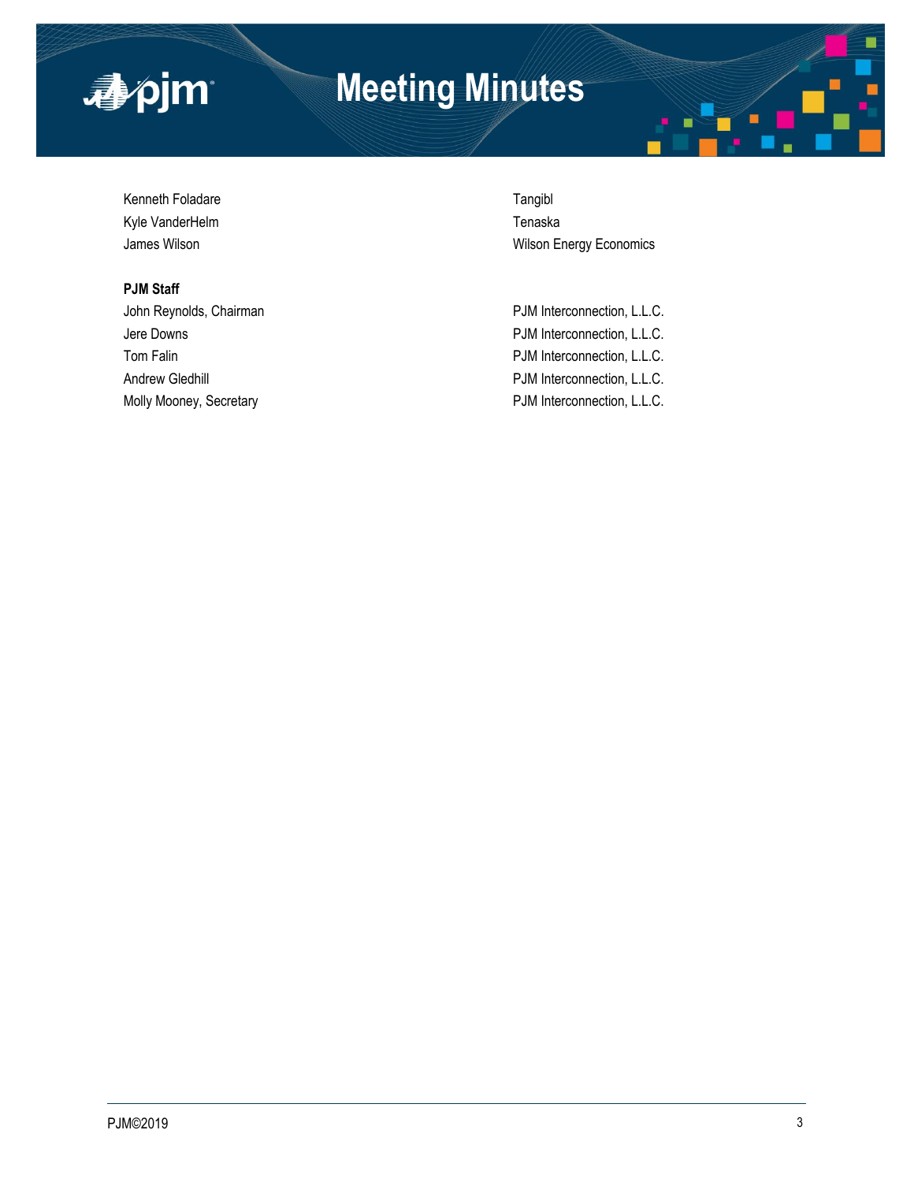| | |
|---|---|
| Kenneth Foladare | Tangibl |
| Kyle VanderHelm | Tenaska |
| James Wilson | Wilson Energy Economics |

**PJM Staff**

| | |
|---|---|
| John Reynolds, Chairman | PJM Interconnection, L.L.C. |
| Jere Downs | PJM Interconnection, L.L.C. |
| Tom Falin | PJM Interconnection, L.L.C. |
| Andrew Gledhill | PJM Interconnection, L.L.C. |
| Molly Mooney, Secretary | PJM Interconnection, L.L.C. |